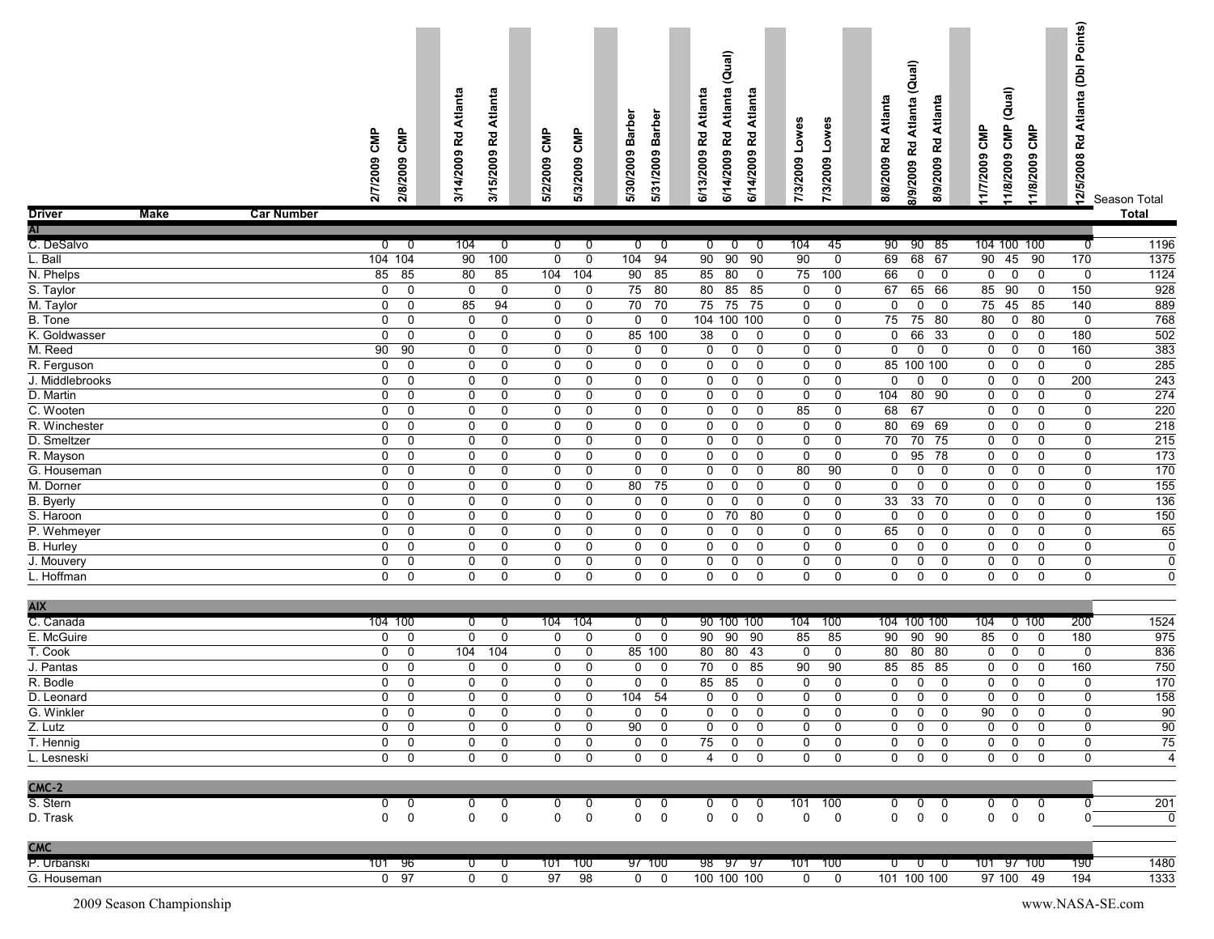| Driver | Make | Car Number | 2/7/2009 CMP | 2/8/2009 CMP | 3/14/2009 Rd Atlanta | 3/15/2009 Rd Atlanta | 5/2/2009 CMP | 5/3/2009 CMP | 5/30/2009 Barber | 5/31/2009 Barber | 6/13/2009 Rd Atlanta | 6/14/2009 Rd Atlanta (Qual) | 6/14/2009 Rd Atlanta | 7/3/2009 Lowes | 7/3/2009 Lowes | 8/8/2009 Rd Atlanta | 8/9/2009 Rd Atlanta (Qual) | 8/9/2009 Rd Atlanta | 11/7/2009 CMP | 11/8/2009 CMP (Qual) | 11/8/2009 CMP | 12/5/2008 Rd Atlanta (Dbl Points) | Season Total Total |
|---|---|---|---|---|---|---|---|---|---|---|---|---|---|---|---|---|---|---|---|---|---|---|---|
| **AI** | | | | | | | | | | | | | | | | | | | | | | | |
| C. DeSalvo | | | 0 | 0 | 104 | 0 | 0 | 0 | 0 | 0 | 0 | 0 | 0 | 104 | 45 | 90 | 90 | 85 | 104 | 100 | 100 | 0 | 1196 |
| L. Ball | | | 104 | 104 | 90 | 100 | 0 | 0 | 104 | 94 | 90 | 90 | 90 | 90 | 0 | 69 | 68 | 67 | 90 | 45 | 90 | 170 | 1375 |
| N. Phelps | | | 85 | 85 | 80 | 85 | 104 | 104 | 90 | 85 | 85 | 80 | 0 | 75 | 100 | 66 | 0 | 0 | 0 | 0 | 0 | 0 | 1124 |
| S. Taylor | | | 0 | 0 | 0 | 0 | 0 | 0 | 75 | 80 | 80 | 85 | 85 | 0 | 0 | 67 | 65 | 66 | 85 | 90 | 0 | 150 | 928 |
| M. Taylor | | | 0 | 0 | 85 | 94 | 0 | 0 | 70 | 70 | 75 | 75 | 75 | 0 | 0 | 0 | 0 | 0 | 75 | 45 | 85 | 140 | 889 |
| B. Tone | | | 0 | 0 | 0 | 0 | 0 | 0 | 0 | 0 | 104 | 100 | 100 | 0 | 0 | 75 | 75 | 80 | 80 | 0 | 80 | 0 | 768 |
| K. Goldwasser | | | 0 | 0 | 0 | 0 | 0 | 0 | 85 | 100 | 38 | 0 | 0 | 0 | 0 | 0 | 66 | 33 | 0 | 0 | 0 | 180 | 502 |
| M. Reed | | | 90 | 90 | 0 | 0 | 0 | 0 | 0 | 0 | 0 | 0 | 0 | 0 | 0 | 0 | 0 | 0 | 0 | 0 | 0 | 160 | 383 |
| R. Ferguson | | | 0 | 0 | 0 | 0 | 0 | 0 | 0 | 0 | 0 | 0 | 0 | 0 | 0 | 85 | 100 | 100 | 0 | 0 | 0 | 0 | 285 |
| J. Middlebrooks | | | 0 | 0 | 0 | 0 | 0 | 0 | 0 | 0 | 0 | 0 | 0 | 0 | 0 | 0 | 0 | 0 | 0 | 0 | 0 | 200 | 243 |
| D. Martin | | | 0 | 0 | 0 | 0 | 0 | 0 | 0 | 0 | 0 | 0 | 0 | 0 | 0 | 104 | 80 | 90 | 0 | 0 | 0 | 0 | 274 |
| C. Wooten | | | 0 | 0 | 0 | 0 | 0 | 0 | 0 | 0 | 0 | 0 | 0 | 85 | 0 | 68 | 67 | | 0 | 0 | 0 | 0 | 220 |
| R. Winchester | | | 0 | 0 | 0 | 0 | 0 | 0 | 0 | 0 | 0 | 0 | 0 | 0 | 0 | 80 | 69 | 69 | 0 | 0 | 0 | 0 | 218 |
| D. Smeltzer | | | 0 | 0 | 0 | 0 | 0 | 0 | 0 | 0 | 0 | 0 | 0 | 0 | 0 | 70 | 70 | 75 | 0 | 0 | 0 | 0 | 215 |
| R. Mayson | | | 0 | 0 | 0 | 0 | 0 | 0 | 0 | 0 | 0 | 0 | 0 | 0 | 0 | 0 | 95 | 78 | 0 | 0 | 0 | 0 | 173 |
| G. Houseman | | | 0 | 0 | 0 | 0 | 0 | 0 | 0 | 0 | 0 | 0 | 0 | 80 | 90 | 0 | 0 | 0 | 0 | 0 | 0 | 0 | 170 |
| M. Dorner | | | 0 | 0 | 0 | 0 | 0 | 0 | 80 | 75 | 0 | 0 | 0 | 0 | 0 | 0 | 0 | 0 | 0 | 0 | 0 | 0 | 155 |
| B. Byerly | | | 0 | 0 | 0 | 0 | 0 | 0 | 0 | 0 | 0 | 0 | 0 | 0 | 0 | 33 | 33 | 70 | 0 | 0 | 0 | 0 | 136 |
| S. Haroon | | | 0 | 0 | 0 | 0 | 0 | 0 | 0 | 0 | 0 | 70 | 80 | 0 | 0 | 0 | 0 | 0 | 0 | 0 | 0 | 0 | 150 |
| P. Wehmeyer | | | 0 | 0 | 0 | 0 | 0 | 0 | 0 | 0 | 0 | 0 | 0 | 0 | 0 | 65 | 0 | 0 | 0 | 0 | 0 | 0 | 65 |
| B. Hurley | | | 0 | 0 | 0 | 0 | 0 | 0 | 0 | 0 | 0 | 0 | 0 | 0 | 0 | 0 | 0 | 0 | 0 | 0 | 0 | 0 | 0 |
| J. Mouvery | | | 0 | 0 | 0 | 0 | 0 | 0 | 0 | 0 | 0 | 0 | 0 | 0 | 0 | 0 | 0 | 0 | 0 | 0 | 0 | 0 | 0 |
| L. Hoffman | | | 0 | 0 | 0 | 0 | 0 | 0 | 0 | 0 | 0 | 0 | 0 | 0 | 0 | 0 | 0 | 0 | 0 | 0 | 0 | 0 | 0 |
| **AIX** | | | | | | | | | | | | | | | | | | | | | | | |
| C. Canada | | | 104 | 100 | 0 | 0 | 104 | 104 | 0 | 0 | 90 | 100 | 100 | 104 | 100 | 104 | 100 | 100 | 104 | 0 | 100 | 200 | 1524 |
| E. McGuire | | | 0 | 0 | 0 | 0 | 0 | 0 | 0 | 0 | 90 | 90 | 90 | 85 | 85 | 90 | 90 | 90 | 85 | 0 | 0 | 180 | 975 |
| T. Cook | | | 0 | 0 | 104 | 104 | 0 | 0 | 85 | 100 | 80 | 80 | 43 | 0 | 0 | 80 | 80 | 80 | 0 | 0 | 0 | 0 | 836 |
| J. Pantas | | | 0 | 0 | 0 | 0 | 0 | 0 | 0 | 0 | 70 | 0 | 85 | 90 | 90 | 85 | 85 | 85 | 0 | 0 | 0 | 160 | 750 |
| R. Bodle | | | 0 | 0 | 0 | 0 | 0 | 0 | 0 | 0 | 85 | 85 | 0 | 0 | 0 | 0 | 0 | 0 | 0 | 0 | 0 | 0 | 170 |
| D. Leonard | | | 0 | 0 | 0 | 0 | 0 | 0 | 104 | 54 | 0 | 0 | 0 | 0 | 0 | 0 | 0 | 0 | 0 | 0 | 0 | 0 | 158 |
| G. Winkler | | | 0 | 0 | 0 | 0 | 0 | 0 | 0 | 0 | 0 | 0 | 0 | 0 | 0 | 0 | 0 | 0 | 90 | 0 | 0 | 0 | 90 |
| Z. Lutz | | | 0 | 0 | 0 | 0 | 0 | 0 | 90 | 0 | 0 | 0 | 0 | 0 | 0 | 0 | 0 | 0 | 0 | 0 | 0 | 0 | 90 |
| T. Hennig | | | 0 | 0 | 0 | 0 | 0 | 0 | 0 | 0 | 75 | 0 | 0 | 0 | 0 | 0 | 0 | 0 | 0 | 0 | 0 | 0 | 75 |
| L. Lesneski | | | 0 | 0 | 0 | 0 | 0 | 0 | 0 | 0 | 4 | 0 | 0 | 0 | 0 | 0 | 0 | 0 | 0 | 0 | 0 | 0 | 4 |
| **CMC-2** | | | | | | | | | | | | | | | | | | | | | | | |
| S. Stern | | | 0 | 0 | 0 | 0 | 0 | 0 | 0 | 0 | 0 | 0 | 0 | 101 | 100 | 0 | 0 | 0 | 0 | 0 | 0 | 0 | 201 |
| D. Trask | | | 0 | 0 | 0 | 0 | 0 | 0 | 0 | 0 | 0 | 0 | 0 | 0 | 0 | 0 | 0 | 0 | 0 | 0 | 0 | 0 | 0 |
| **CMC** | | | | | | | | | | | | | | | | | | | | | | | |
| P. Urbanski | | | 101 | 96 | 0 | 0 | 101 | 100 | 97 | 100 | 98 | 97 | 97 | 101 | 100 | 0 | 0 | 0 | 101 | 97 | 100 | 190 | 1480 |
| G. Houseman | | | 0 | 97 | 0 | 0 | 97 | 98 | 0 | 0 | 100 | 100 | 100 | 0 | 0 | 101 | 100 | 100 | 97 | 100 | 49 | 194 | 1333 |

2009 Season Championship

www.NASA-SE.com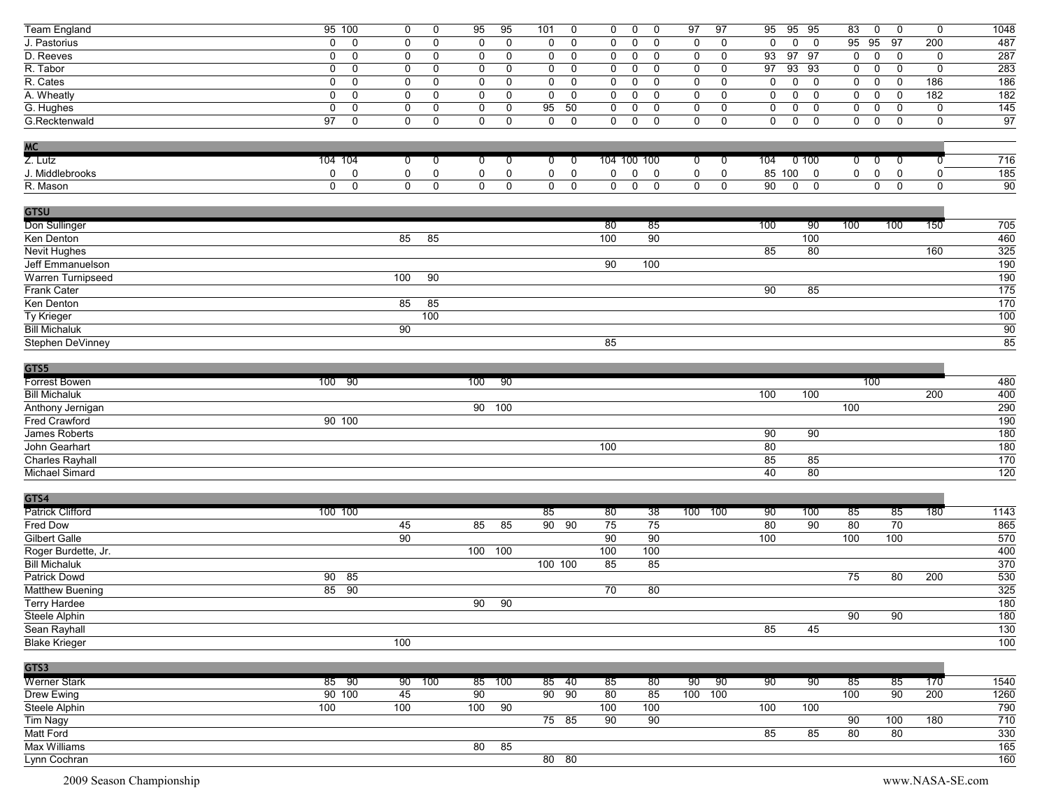| | | | | | | | | | | | | | | | | | | | | | |
|---|---|---|---|---|---|---|---|---|---|---|---|---|---|---|---|---|---|---|---|---|---|
| Team England | 95 | 100 | 0 | 0 | 95 | 95 | 101 | 0 | 0 | 0 | 0 | 97 | 97 | 95 | 95 | 95 | 83 | 0 | 0 | 0 | 1048 |
| J. Pastorius | 0 | 0 | 0 | 0 | 0 | 0 | 0 | 0 | 0 | 0 | 0 | 0 | 0 | 0 | 0 | 0 | 95 | 95 | 97 | 200 | 487 |
| D. Reeves | 0 | 0 | 0 | 0 | 0 | 0 | 0 | 0 | 0 | 0 | 0 | 0 | 0 | 93 | 97 | 97 | 0 | 0 | 0 | 0 | 287 |
| R. Tabor | 0 | 0 | 0 | 0 | 0 | 0 | 0 | 0 | 0 | 0 | 0 | 0 | 0 | 97 | 93 | 93 | 0 | 0 | 0 | 0 | 283 |
| R. Cates | 0 | 0 | 0 | 0 | 0 | 0 | 0 | 0 | 0 | 0 | 0 | 0 | 0 | 0 | 0 | 0 | 0 | 0 | 0 | 186 | 186 |
| A. Wheatly | 0 | 0 | 0 | 0 | 0 | 0 | 0 | 0 | 0 | 0 | 0 | 0 | 0 | 0 | 0 | 0 | 0 | 0 | 0 | 182 | 182 |
| G. Hughes | 0 | 0 | 0 | 0 | 0 | 0 | 95 | 50 | 0 | 0 | 0 | 0 | 0 | 0 | 0 | 0 | 0 | 0 | 0 | 0 | 145 |
| G.Recktenwald | 97 | 0 | 0 | 0 | 0 | 0 | 0 | 0 | 0 | 0 | 0 | 0 | 0 | 0 | 0 | 0 | 0 | 0 | 0 | 0 | 97 |
| **MC** | | | | | | | | | | | | | | | | | | | | | |
| Z. Lutz | 104 | 104 | 0 | 0 | 0 | 0 | 0 | 0 | 104 | 100 | 100 | 0 | 0 | 104 | 0 | 100 | 0 | 0 | 0 | 0 | 716 |
| J. Middlebrooks | 0 | 0 | 0 | 0 | 0 | 0 | 0 | 0 | 0 | 0 | 0 | 0 | 0 | 85 | 100 | 0 | 0 | 0 | 0 | 0 | 185 |
| R. Mason | 0 | 0 | 0 | 0 | 0 | 0 | 0 | 0 | 0 | 0 | 0 | 0 | 0 | 90 | 0 | 0 | | 0 | 0 | 0 | 90 |
| **GTSU** | | | | | | | | | | | | | | | | | | | | | |
| Don Sullinger | | | | | | | | | 80 | | 85 | | | 100 | | 90 | 100 | | 100 | 150 | 705 |
| Ken Denton | | | 85 | 85 | | | | | 100 | | 90 | | | | | 100 | | | | | 460 |
| Nevit Hughes | | | | | | | | | | | | | | 85 | | 80 | | | | 160 | 325 |
| Jeff Emmanuelson | | | | | | | | | 90 | | 100 | | | | | | | | | | 190 |
| Warren Turnipseed | | | 100 | 90 | | | | | | | | | | | | | | | | | 190 |
| Frank Cater | | | | | | | | | | | | | | 90 | | 85 | | | | | 175 |
| Ken Denton | | | 85 | 85 | | | | | | | | | | | | | | | | | 170 |
| Ty Krieger | | | | 100 | | | | | | | | | | | | | | | | | 100 |
| Bill Michaluk | | | 90 | | | | | | | | | | | | | | | | | | 90 |
| Stephen DeVinney | | | | | | | | | 85 | | | | | | | | | | | | 85 |
| **GTS5** | | | | | | | | | | | | | | | | | | | | | |
| Forrest Bowen | 100 | 90 | | | 100 | 90 | | | | | | | | | | | | 100 | | | 480 |
| Bill Michaluk | | | | | | | | | | | | | | 100 | | 100 | | | | 200 | 400 |
| Anthony Jernigan | | | | | 90 | 100 | | | | | | | | | | | 100 | | | | 290 |
| Fred Crawford | 90 | 100 | | | | | | | | | | | | | | | | | | | 190 |
| James Roberts | | | | | | | | | | | | | | 90 | | 90 | | | | | 180 |
| John Gearhart | | | | | | | | | 100 | | | | | 80 | | | | | | | 180 |
| Charles Rayhall | | | | | | | | | | | | | | 85 | | 85 | | | | | 170 |
| Michael Simard | | | | | | | | | | | | | | 40 | | 80 | | | | | 120 |
| **GTS4** | | | | | | | | | | | | | | | | | | | | | |
| Patrick Clifford | 100 | 100 | | | | | 85 | | 80 | | 38 | 100 | 100 | 90 | | 100 | 85 | | 85 | 180 | 1143 |
| Fred Dow | | | 45 | | 85 | 85 | 90 | 90 | 75 | | 75 | | | 80 | | 90 | 80 | | 70 | | 865 |
| Gilbert Galle | | | 90 | | | | | | 90 | | 90 | | | 100 | | | 100 | | 100 | | 570 |
| Roger Burdette, Jr. | | | | | 100 | 100 | | | 100 | | 100 | | | | | | | | | | 400 |
| Bill Michaluk | | | | | | | 100 | 100 | 85 | | 85 | | | | | | | | | | 370 |
| Patrick Dowd | 90 | 85 | | | | | | | | | | | | | | | 75 | | 80 | 200 | 530 |
| Matthew Buening | 85 | 90 | | | | | | | 70 | | 80 | | | | | | | | | | 325 |
| Terry Hardee | | | | | 90 | 90 | | | | | | | | | | | | | | | 180 |
| Steele Alphin | | | | | | | | | | | | | | | | | 90 | | 90 | | 180 |
| Sean Rayhall | | | | | | | | | | | | | | 85 | | 45 | | | | | 130 |
| Blake Krieger | | | 100 | | | | | | | | | | | | | | | | | | 100 |
| **GTS3** | | | | | | | | | | | | | | | | | | | | | |
| Werner Stark | 85 | 90 | 90 | 100 | 85 | 100 | 85 | 40 | 85 | | 80 | 90 | 90 | 90 | | 90 | 85 | | 85 | 170 | 1540 |
| Drew Ewing | 90 | 100 | 45 | | 90 | | 90 | 90 | 80 | | 85 | 100 | 100 | | | | 100 | | 90 | 200 | 1260 |
| Steele Alphin | 100 | | 100 | | 100 | 90 | | | 100 | | 100 | | | 100 | | 100 | | | | | 790 |
| Tim Nagy | | | | | | | 75 | 85 | 90 | | 90 | | | | | | 90 | | 100 | 180 | 710 |
| Matt Ford | | | | | | | | | | | | | | 85 | | 85 | 80 | | 80 | | 330 |
| Max Williams | | | | | 80 | 85 | | | | | | | | | | | | | | | 165 |
| Lynn Cochran | | | | | | | 80 | 80 | | | | | | | | | | | | | 160 |

2009 Season Championship

www.NASA-SE.com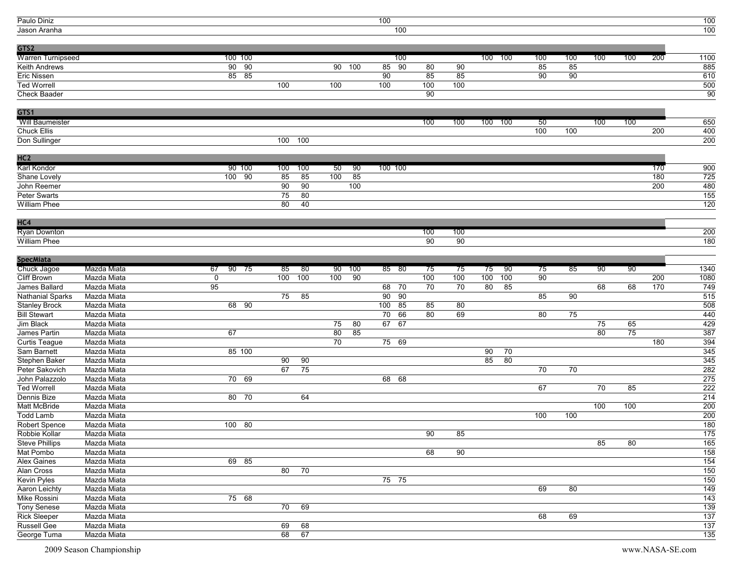| | | | | | | | | | | | | | | | | | | | | |
|---|---|---|---|---|---|---|---|---|---|---|---|---|---|---|---|---|---|---|---|---|
| Paulo Diniz | | | | | | | | | 100 | | | | | | | | | | | 100 |
| Jason Aranha | | | | | | | | | | 100 | | | | | | | | | | 100 |
| **GTS2** | | | | | | | | | | | | | | | | | | | | |
| Warren Turnipseed | | | 100 | 100 | | | | | | 100 | | | 100 | 100 | 100 | 100 | 100 | 100 | 200 | 1100 |
| Keith Andrews | | | 90 | 90 | | | 90 | 100 | 85 | 90 | 80 | 90 | | | 85 | 85 | | | | 885 |
| Eric Nissen | | | 85 | 85 | | | | | 90 | | 85 | 85 | | | 90 | 90 | | | | 610 |
| Ted Worrell | | | | | 100 | | 100 | | 100 | | 100 | 100 | | | | | | | | 500 |
| Check Baader | | | | | | | | | | | 90 | | | | | | | | | 90 |
| **GTS1** | | | | | | | | | | | | | | | | | | | | |
| Will Baumeister | | | | | | | | | | | 100 | 100 | 100 | 100 | 50 | | 100 | 100 | | 650 |
| Chuck Ellis | | | | | | | | | | | | | | | 100 | 100 | | | 200 | 400 |
| Don Sullinger | | | | | 100 | 100 | | | | | | | | | | | | | | 200 |
| **HC2** | | | | | | | | | | | | | | | | | | | | |
| Karl Kondor | | | 90 | 100 | 100 | 100 | 50 | 90 | 100 | 100 | | | | | | | | | 170 | 900 |
| Shane Lovely | | | 100 | 90 | 85 | 85 | 100 | 85 | | | | | | | | | | | 180 | 725 |
| John Reemer | | | | | 90 | 90 | | 100 | | | | | | | | | | | 200 | 480 |
| Peter Swarts | | | | | 75 | 80 | | | | | | | | | | | | | | 155 |
| William Phee | | | | | 80 | 40 | | | | | | | | | | | | | | 120 |
| **HC4** | | | | | | | | | | | | | | | | | | | | |
| Ryan Downton | | | | | | | | | | | 100 | 100 | | | | | | | | 200 |
| William Phee | | | | | | | | | | | 90 | 90 | | | | | | | | 180 |
| **SpecMiata** | | | | | | | | | | | | | | | | | | | | |
| Chuck Jagoe | Mazda Miata | 67 | 90 | 75 | 85 | 80 | 90 | 100 | 85 | 80 | 75 | 75 | 75 | 90 | 75 | 85 | 90 | 90 | | 1340 |
| Cliff Brown | Mazda Miata | 0 | | | 100 | 100 | 100 | 90 | | | 100 | 100 | 100 | 100 | 90 | | | | 200 | 1080 |
| James Ballard | Mazda Miata | 95 | | | | | | | 68 | 70 | 70 | 70 | 80 | 85 | | | 68 | 68 | 170 | 749 |
| Nathanial Sparks | Mazda Miata | | | | 75 | 85 | | | 90 | 90 | | | | | 85 | 90 | | | | 515 |
| Stanley Brock | Mazda Miata | | 68 | 90 | | | | | 100 | 85 | 85 | 80 | | | | | | | | 508 |
| Bill Stewart | Mazda Miata | | | | | | | | 70 | 66 | 80 | 69 | | | 80 | 75 | | | | 440 |
| Jim Black | Mazda Miata | | | | | | 75 | 80 | 67 | 67 | | | | | | | 75 | 65 | | 429 |
| James Partin | Mazda Miata | | 67 | | | | 80 | 85 | | | | | | | | | 80 | 75 | | 387 |
| Curtis Teague | Mazda Miata | | | | | | 70 | | 75 | 69 | | | | | | | | | 180 | 394 |
| Sam Barnett | Mazda Miata | | 85 | 100 | | | | | | | | | 90 | 70 | | | | | | 345 |
| Stephen Baker | Mazda Miata | | | | 90 | 90 | | | | | | | 85 | 80 | | | | | | 345 |
| Peter Sakovich | Mazda Miata | | | | 67 | 75 | | | | | | | | | 70 | 70 | | | | 282 |
| John Palazzolo | Mazda Miata | | 70 | 69 | | | | | 68 | 68 | | | | | | | | | | 275 |
| Ted Worrell | Mazda Miata | | | | | | | | | | | | | | 67 | | 70 | 85 | | 222 |
| Dennis Bize | Mazda Miata | | 80 | 70 | | 64 | | | | | | | | | | | | | | 214 |
| Matt McBride | Mazda Miata | | | | | | | | | | | | | | | | 100 | 100 | | 200 |
| Todd Lamb | Mazda Miata | | | | | | | | | | | | | | 100 | 100 | | | | 200 |
| Robert Spence | Mazda Miata | | 100 | 80 | | | | | | | | | | | | | | | | 180 |
| Robbie Kollar | Mazda Miata | | | | | | | | | | 90 | 85 | | | | | | | | 175 |
| Steve Phillips | Mazda Miata | | | | | | | | | | | | | | | | 85 | 80 | | 165 |
| Mat Pombo | Mazda Miata | | | | | | | | | | 68 | 90 | | | | | | | | 158 |
| Alex Gaines | Mazda Miata | | 69 | 85 | | | | | | | | | | | | | | | | 154 |
| Alan Cross | Mazda Miata | | | | 80 | 70 | | | | | | | | | | | | | | 150 |
| Kevin Pyles | Mazda Miata | | | | | | | | 75 | 75 | | | | | | | | | | 150 |
| Aaron Leichty | Mazda Miata | | | | | | | | | | | | | | 69 | 80 | | | | 149 |
| Mike Rossini | Mazda Miata | | 75 | 68 | | | | | | | | | | | | | | | | 143 |
| Tony Senese | Mazda Miata | | | | 70 | 69 | | | | | | | | | | | | | | 139 |
| Rick Sleeper | Mazda Miata | | | | | | | | | | | | | | 68 | 69 | | | | 137 |
| Russell Gee | Mazda Miata | | | | 69 | 68 | | | | | | | | | | | | | | 137 |
| George Tuma | Mazda Miata | | | | 68 | 67 | | | | | | | | | | | | | | 135 |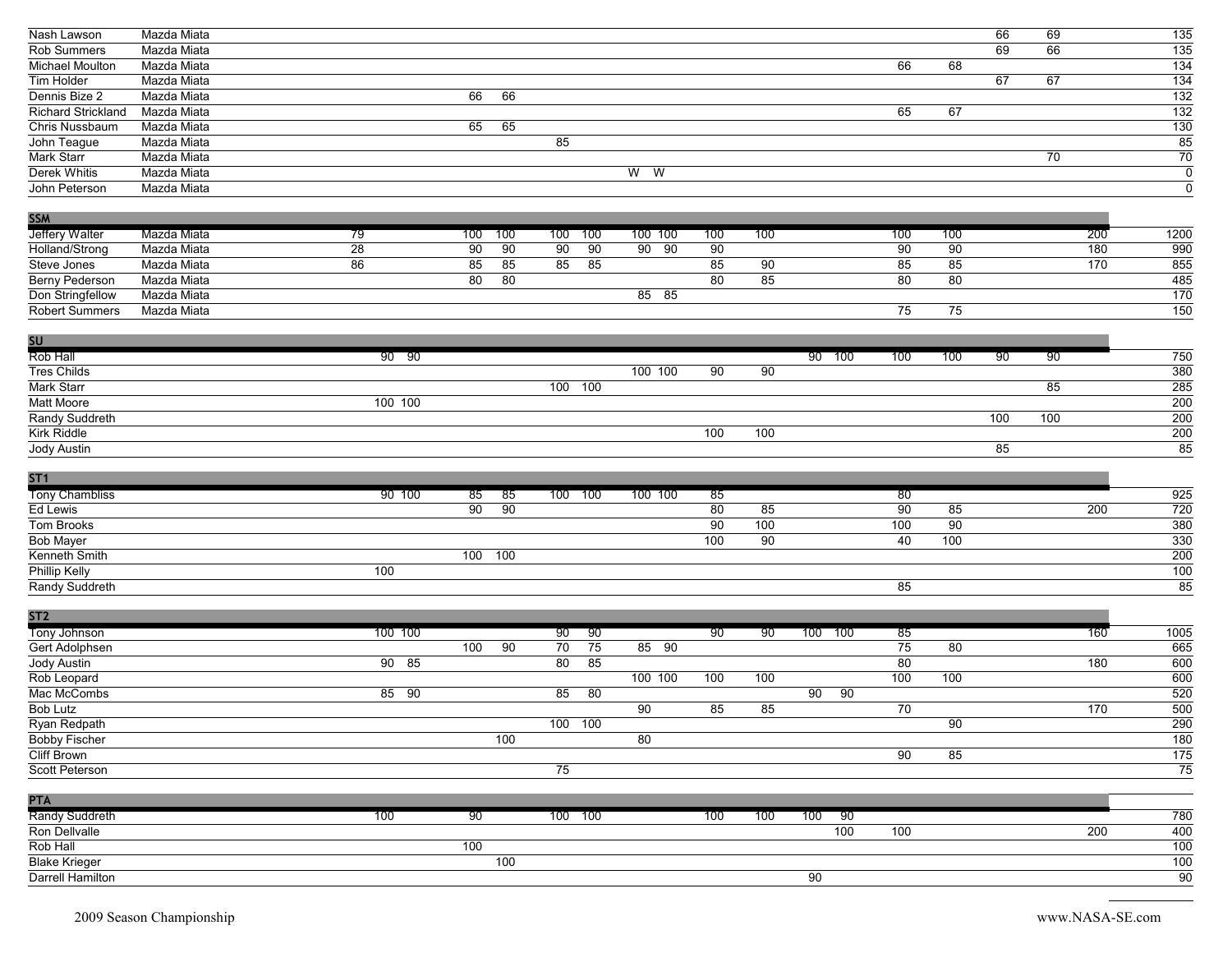| Driver | Car | | | | | | | | | | | | | | | | | | Total |
|---|---|---|---|---|---|---|---|---|---|---|---|---|---|---|---|---|---|---|---|
| Nash Lawson | Mazda Miata | | | | | | | | | | | | | | | 66 | 69 | | 135 |
| Rob Summers | Mazda Miata | | | | | | | | | | | | | | | 69 | 66 | | 135 |
| Michael Moulton | Mazda Miata | | | | | | | | | | | | | 66 | 68 | | | | 134 |
| Tim Holder | Mazda Miata | | | | | | | | | | | | | | | 67 | 67 | | 134 |
| Dennis Bize 2 | Mazda Miata | | | 66 | 66 | | | | | | | | | | | | | | 132 |
| Richard Strickland | Mazda Miata | | | | | | | | | | | | | 65 | 67 | | | | 132 |
| Chris Nussbaum | Mazda Miata | | | 65 | 65 | | | | | | | | | | | | | | 130 |
| John Teague | Mazda Miata | | | | | 85 | | | | | | | | | | | | | 85 |
| Mark Starr | Mazda Miata | | | | | | | | | | | | | | | | 70 | | 70 |
| Derek Whitis | Mazda Miata | | | | | | | W | W | | | | | | | | | | 0 |
| John Peterson | Mazda Miata | | | | | | | | | | | | | | | | | | 0 |
| **SSM** | | | | | | | | | | | | | | | | | | | |
| Jeffery Walter | Mazda Miata | 79 | | 100 | 100 | 100 | 100 | 100 | 100 | 100 | 100 | | | 100 | 100 | | | 200 | 1200 |
| Holland/Strong | Mazda Miata | 28 | | 90 | 90 | 90 | 90 | 90 | 90 | 90 | | | | 90 | 90 | | | 180 | 990 |
| Steve Jones | Mazda Miata | 86 | | 85 | 85 | 85 | 85 | | | 85 | 90 | | | 85 | 85 | | | 170 | 855 |
| Berny Pederson | Mazda Miata | | | 80 | 80 | | | | | 80 | 85 | | | 80 | 80 | | | | 485 |
| Don Stringfellow | Mazda Miata | | | | | | | 85 | 85 | | | | | | | | | | 170 |
| Robert Summers | Mazda Miata | | | | | | | | | | | | | 75 | 75 | | | | 150 |
| **SU** | | | | | | | | | | | | | | | | | | | |
| Rob Hall | | 90 | 90 | | | | | | | | | 90 | 100 | 100 | 100 | 90 | 90 | | 750 |
| Tres Childs | | | | | | | | 100 | 100 | 90 | 90 | | | | | | | | 380 |
| Mark Starr | | | | | | 100 | 100 | | | | | | | | | | 85 | | 285 |
| Matt Moore | | 100 | 100 | | | | | | | | | | | | | | | | 200 |
| Randy Suddreth | | | | | | | | | | | | | | | | 100 | 100 | | 200 |
| Kirk Riddle | | | | | | | | | | 100 | 100 | | | | | | | | 200 |
| Jody Austin | | | | | | | | | | | | | | | | 85 | | | 85 |
| **ST1** | | | | | | | | | | | | | | | | | | | |
| Tony Chambliss | | 90 | 100 | 85 | 85 | 100 | 100 | 100 | 100 | 85 | | | | 80 | | | | | 925 |
| Ed Lewis | | | | 90 | 90 | | | | | 80 | 85 | | | 90 | 85 | | | 200 | 720 |
| Tom Brooks | | | | | | | | | | 90 | 100 | | | 100 | 90 | | | | 380 |
| Bob Mayer | | | | | | | | | | 100 | 90 | | | 40 | 100 | | | | 330 |
| Kenneth Smith | | | | 100 | 100 | | | | | | | | | | | | | | 200 |
| Phillip Kelly | | 100 | | | | | | | | | | | | | | | | | 100 |
| Randy Suddreth | | | | | | | | | | | | | | 85 | | | | | 85 |
| **ST2** | | | | | | | | | | | | | | | | | | | |
| Tony Johnson | | 100 | 100 | | | 90 | 90 | | | 90 | 90 | 100 | 100 | 85 | | | | 160 | 1005 |
| Gert Adolphsen | | | | 100 | 90 | 70 | 75 | 85 | 90 | | | | | 75 | 80 | | | | 665 |
| Jody Austin | | 90 | 85 | | | 80 | 85 | | | | | | | 80 | | | | 180 | 600 |
| Rob Leopard | | | | | | | | 100 | 100 | 100 | 100 | | | 100 | 100 | | | | 600 |
| Mac McCombs | | 85 | 90 | | | 85 | 80 | | | | | 90 | 90 | | | | | | 520 |
| Bob Lutz | | | | | | | | 90 | | 85 | 85 | | | 70 | | | | 170 | 500 |
| Ryan Redpath | | | | | | 100 | 100 | | | | | | | | 90 | | | | 290 |
| Bobby Fischer | | | | | 100 | | | 80 | | | | | | | | | | | 180 |
| Cliff Brown | | | | | | | | | | | | | | 90 | 85 | | | | 175 |
| Scott Peterson | | | | | | 75 | | | | | | | | | | | | | 75 |
| **PTA** | | | | | | | | | | | | | | | | | | | |
| Randy Suddreth | | 100 | | 90 | | 100 | 100 | | | 100 | 100 | 100 | 90 | | | | | | 780 |
| Ron Dellvalle | | | | | | | | | | | | | 100 | 100 | | | | 200 | 400 |
| Rob Hall | | | | 100 | | | | | | | | | | | | | | | 100 |
| Blake Krieger | | | | | 100 | | | | | | | | | | | | | | 100 |
| Darrell Hamilton | | | | | | | | | | | | 90 | | | | | | | 90 |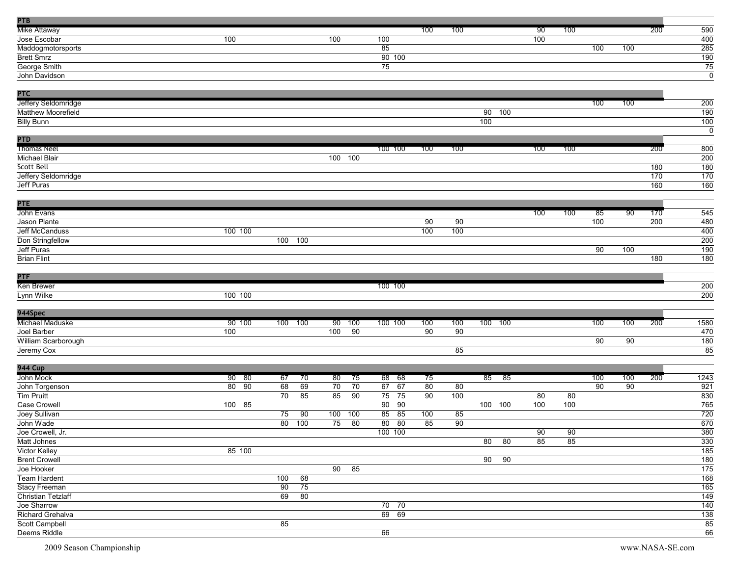| PTB | | | | | | | | | | | | | | | | | | |
|---|---|---|---|---|---|---|---|---|---|---|---|---|---|---|---|---|---|---|
| Mike Attaway | | | | | | | | | 100 | 100 | | | 90 | 100 | | | 200 | 590 |
| Jose Escobar | 100 | | | | 100 | | 100 | | | | | | 100 | | | | | 400 |
| Maddogmotorsports | | | | | | | 85 | | | | | | | | 100 | 100 | | 285 |
| Brett Smrz | | | | | | | 90 | 100 | | | | | | | | | | 190 |
| George Smith | | | | | | | 75 | | | | | | | | | | | 75 |
| John Davidson | | | | | | | | | | | | | | | | | | 0 |

| PTC | | | | | | | | | | | | | | | | | | |
|---|---|---|---|---|---|---|---|---|---|---|---|---|---|---|---|---|---|---|
| Jeffery Seldomridge | | | | | | | | | | | | | | | 100 | 100 | | 200 |
| Matthew Moorefield | | | | | | | | | | | 90 | 100 | | | | | | 190 |
| Billy Bunn | | | | | | | | | | | 100 | | | | | | | 100 |
| | | | | | | | | | | | | | | | | | | 0 |

| PTD | | | | | | | | | | | | | | | | | | |
|---|---|---|---|---|---|---|---|---|---|---|---|---|---|---|---|---|---|---|
| Thomas Neel | | | | | | | 100 | 100 | 100 | 100 | | | 100 | 100 | | | 200 | 800 |
| Michael Blair | | | | | 100 | 100 | | | | | | | | | | | | 200 |
| Scott Bell | | | | | | | | | | | | | | | | | 180 | 180 |
| Jeffery Seldomridge | | | | | | | | | | | | | | | | | 170 | 170 |
| Jeff Puras | | | | | | | | | | | | | | | | | 160 | 160 |

| PTE | | | | | | | | | | | | | | | | | | |
|---|---|---|---|---|---|---|---|---|---|---|---|---|---|---|---|---|---|---|
| John Evans | | | | | | | | | | | | | 100 | 100 | 85 | 90 | 170 | 545 |
| Jason Plante | | | | | | | | | 90 | 90 | | | | | 100 | | 200 | 480 |
| Jeff McCanduss | 100 | 100 | | | | | | | 100 | 100 | | | | | | | | 400 |
| Don Stringfellow | | | 100 | 100 | | | | | | | | | | | | | | 200 |
| Jeff Puras | | | | | | | | | | | | | | | 90 | 100 | | 190 |
| Brian Flint | | | | | | | | | | | | | | | | | 180 | 180 |

| PTF | | | | | | | | | | | | | | | | | | |
|---|---|---|---|---|---|---|---|---|---|---|---|---|---|---|---|---|---|---|
| Ken Brewer | | | | | | | 100 | 100 | | | | | | | | | | 200 |
| Lynn Wilke | 100 | 100 | | | | | | | | | | | | | | | | 200 |

| 944Spec | | | | | | | | | | | | | | | | | | |
|---|---|---|---|---|---|---|---|---|---|---|---|---|---|---|---|---|---|---|
| Michael Maduske | 90 | 100 | 100 | 100 | 90 | 100 | 100 | 100 | 100 | 100 | 100 | 100 | | | 100 | 100 | 200 | 1580 |
| Joel Barber | 100 | | | | 100 | 90 | | | 90 | 90 | | | | | | | | 470 |
| William Scarborough | | | | | | | | | | | | | | | 90 | 90 | | 180 |
| Jeremy Cox | | | | | | | | | | 85 | | | | | | | | 85 |

| 944 Cup | | | | | | | | | | | | | | | | | | |
|---|---|---|---|---|---|---|---|---|---|---|---|---|---|---|---|---|---|---|
| John Mock | 90 | 80 | 67 | 70 | 80 | 75 | 68 | 68 | 75 | | 85 | 85 | | | 100 | 100 | 200 | 1243 |
| John Torgenson | 80 | 90 | 68 | 69 | 70 | 70 | 67 | 67 | 80 | 80 | | | | | 90 | 90 | | 921 |
| Tim Pruitt | | | 70 | 85 | 85 | 90 | 75 | 75 | 90 | 100 | | | 80 | 80 | | | | 830 |
| Case Crowell | 100 | 85 | | | | | 90 | 90 | | | 100 | 100 | 100 | 100 | | | | 765 |
| Joey Sullivan | | | 75 | 90 | 100 | 100 | 85 | 85 | 100 | 85 | | | | | | | | 720 |
| John Wade | | | 80 | 100 | 75 | 80 | 80 | 80 | 85 | 90 | | | | | | | | 670 |
| Joe Crowell, Jr. | | | | | | | 100 | 100 | | | | | 90 | 90 | | | | 380 |
| Matt Johnes | | | | | | | | | | | 80 | 80 | 85 | 85 | | | | 330 |
| Victor Kelley | 85 | 100 | | | | | | | | | | | | | | | | 185 |
| Brent Crowell | | | | | | | | | | | 90 | 90 | | | | | | 180 |
| Joe Hooker | | | | | 90 | 85 | | | | | | | | | | | | 175 |
| Team Hardent | | | 100 | 68 | | | | | | | | | | | | | | 168 |
| Stacy Freeman | | | 90 | 75 | | | | | | | | | | | | | | 165 |
| Christian Tetzlaff | | | 69 | 80 | | | | | | | | | | | | | | 149 |
| Joe Sharrow | | | | | | | 70 | 70 | | | | | | | | | | 140 |
| Richard Grehalva | | | | | | | 69 | 69 | | | | | | | | | | 138 |
| Scott Campbell | | | 85 | | | | | | | | | | | | | | | 85 |
| Deems Riddle | | | | | | | 66 | | | | | | | | | | | 66 |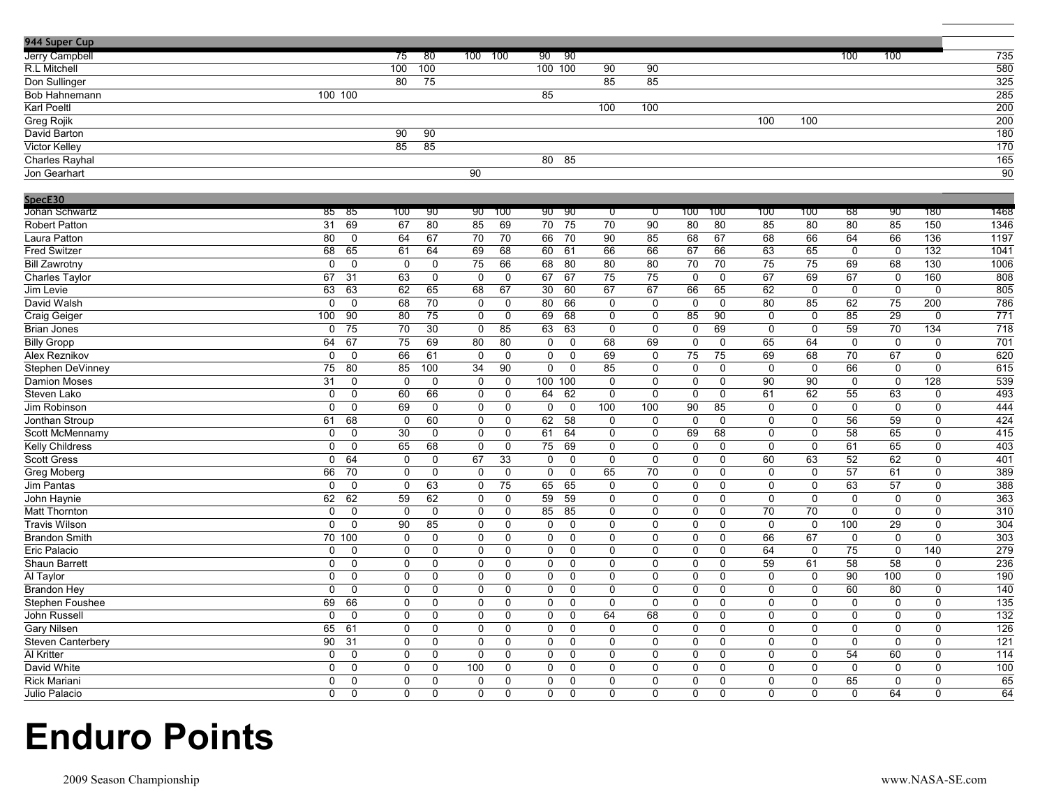# Enduro Points

2009 Season Championship

www.NASA-SE.com

**944 Super Cup**

| 944 Super Cup | | | | | | | | | | | | | | | | | | |
|---|---|---|---|---|---|---|---|---|---|---|---|---|---|---|---|---|---|---|
| Jerry Campbell | | | 75 | 80 | 100 | 100 | 90 | 90 | | | | | | | 100 | 100 | | 735 |
| R.L Mitchell | | | 100 | 100 | | | 100 | 100 | 90 | 90 | | | | | | | | 580 |
| Don Sullinger | | | 80 | 75 | | | | | 85 | 85 | | | | | | | | 325 |
| Bob Hahnemann | 100 | 100 | | | | | 85 | | | | | | | | | | | 285 |
| Karl Poeltl | | | | | | | | | 100 | 100 | | | | | | | | 200 |
| Greg Rojik | | | | | | | | | | | | | 100 | 100 | | | | 200 |
| David Barton | | | 90 | 90 | | | | | | | | | | | | | | 180 |
| Victor Kelley | | | 85 | 85 | | | | | | | | | | | | | | 170 |
| Charles Rayhal | | | | | | | 80 | 85 | | | | | | | | | | 165 |
| Jon Gearhart | | | | | 90 | | | | | | | | | | | | | 90 |

**SpecE30**

| SpecE30 | | | | | | | | | | | | | | | | | | |
|---|---|---|---|---|---|---|---|---|---|---|---|---|---|---|---|---|---|---|
| Johan Schwartz | 85 | 85 | 100 | 90 | 90 | 100 | 90 | 90 | 0 | 0 | 100 | 100 | 100 | 100 | 68 | 90 | 180 | 1468 |
| Robert Patton | 31 | 69 | 67 | 80 | 85 | 69 | 70 | 75 | 70 | 90 | 80 | 80 | 85 | 80 | 80 | 85 | 150 | 1346 |
| Laura Patton | 80 | 0 | 64 | 67 | 70 | 70 | 66 | 70 | 90 | 85 | 68 | 67 | 68 | 66 | 64 | 66 | 136 | 1197 |
| Fred Switzer | 68 | 65 | 61 | 64 | 69 | 68 | 60 | 61 | 66 | 66 | 67 | 66 | 63 | 65 | 0 | 0 | 132 | 1041 |
| Bill Zawrotny | 0 | 0 | 0 | 0 | 75 | 66 | 68 | 80 | 80 | 80 | 70 | 70 | 75 | 75 | 69 | 68 | 130 | 1006 |
| Charles Taylor | 67 | 31 | 63 | 0 | 0 | 0 | 67 | 67 | 75 | 75 | 0 | 0 | 67 | 69 | 67 | 0 | 160 | 808 |
| Jim Levie | 63 | 63 | 62 | 65 | 68 | 67 | 30 | 60 | 67 | 67 | 66 | 65 | 62 | 0 | 0 | 0 | 0 | 805 |
| David Walsh | 0 | 0 | 68 | 70 | 0 | 0 | 80 | 66 | 0 | 0 | 0 | 0 | 80 | 85 | 62 | 75 | 200 | 786 |
| Craig Geiger | 100 | 90 | 80 | 75 | 0 | 0 | 69 | 68 | 0 | 0 | 85 | 90 | 0 | 0 | 85 | 29 | 0 | 771 |
| Brian Jones | 0 | 75 | 70 | 30 | 0 | 85 | 63 | 63 | 0 | 0 | 0 | 69 | 0 | 0 | 59 | 70 | 134 | 718 |
| Billy Gropp | 64 | 67 | 75 | 69 | 80 | 80 | 0 | 0 | 68 | 69 | 0 | 0 | 65 | 64 | 0 | 0 | 0 | 701 |
| Alex Reznikov | 0 | 0 | 66 | 61 | 0 | 0 | 0 | 0 | 69 | 0 | 75 | 75 | 69 | 68 | 70 | 67 | 0 | 620 |
| Stephen DeVinney | 75 | 80 | 85 | 100 | 34 | 90 | 0 | 0 | 85 | 0 | 0 | 0 | 0 | 0 | 66 | 0 | 0 | 615 |
| Damion Moses | 31 | 0 | 0 | 0 | 0 | 0 | 100 | 100 | 0 | 0 | 0 | 0 | 90 | 90 | 0 | 0 | 128 | 539 |
| Steven Lako | 0 | 0 | 60 | 66 | 0 | 0 | 64 | 62 | 0 | 0 | 0 | 0 | 61 | 62 | 55 | 63 | 0 | 493 |
| Jim Robinson | 0 | 0 | 69 | 0 | 0 | 0 | 0 | 0 | 100 | 100 | 90 | 85 | 0 | 0 | 0 | 0 | 0 | 444 |
| Jonthan Stroup | 61 | 68 | 0 | 60 | 0 | 0 | 62 | 58 | 0 | 0 | 0 | 0 | 0 | 0 | 56 | 59 | 0 | 424 |
| Scott McMennamy | 0 | 0 | 30 | 0 | 0 | 0 | 61 | 64 | 0 | 0 | 69 | 68 | 0 | 0 | 58 | 65 | 0 | 415 |
| Kelly Childress | 0 | 0 | 65 | 68 | 0 | 0 | 75 | 69 | 0 | 0 | 0 | 0 | 0 | 0 | 61 | 65 | 0 | 403 |
| Scott Gress | 0 | 64 | 0 | 0 | 67 | 33 | 0 | 0 | 0 | 0 | 0 | 0 | 60 | 63 | 52 | 62 | 0 | 401 |
| Greg Moberg | 66 | 70 | 0 | 0 | 0 | 0 | 0 | 0 | 65 | 70 | 0 | 0 | 0 | 0 | 57 | 61 | 0 | 389 |
| Jim Pantas | 0 | 0 | 0 | 63 | 0 | 75 | 65 | 65 | 0 | 0 | 0 | 0 | 0 | 0 | 63 | 57 | 0 | 388 |
| John Haynie | 62 | 62 | 59 | 62 | 0 | 0 | 59 | 59 | 0 | 0 | 0 | 0 | 0 | 0 | 0 | 0 | 0 | 363 |
| Matt Thornton | 0 | 0 | 0 | 0 | 0 | 0 | 85 | 85 | 0 | 0 | 0 | 0 | 70 | 70 | 0 | 0 | 0 | 310 |
| Travis Wilson | 0 | 0 | 90 | 85 | 0 | 0 | 0 | 0 | 0 | 0 | 0 | 0 | 0 | 0 | 100 | 29 | 0 | 304 |
| Brandon Smith | 70 | 100 | 0 | 0 | 0 | 0 | 0 | 0 | 0 | 0 | 0 | 0 | 66 | 67 | 0 | 0 | 0 | 303 |
| Eric Palacio | 0 | 0 | 0 | 0 | 0 | 0 | 0 | 0 | 0 | 0 | 0 | 0 | 64 | 0 | 75 | 0 | 140 | 279 |
| Shaun Barrett | 0 | 0 | 0 | 0 | 0 | 0 | 0 | 0 | 0 | 0 | 0 | 0 | 59 | 61 | 58 | 58 | 0 | 236 |
| Al Taylor | 0 | 0 | 0 | 0 | 0 | 0 | 0 | 0 | 0 | 0 | 0 | 0 | 0 | 0 | 90 | 100 | 0 | 190 |
| Brandon Hey | 0 | 0 | 0 | 0 | 0 | 0 | 0 | 0 | 0 | 0 | 0 | 0 | 0 | 0 | 60 | 80 | 0 | 140 |
| Stephen Foushee | 69 | 66 | 0 | 0 | 0 | 0 | 0 | 0 | 0 | 0 | 0 | 0 | 0 | 0 | 0 | 0 | 0 | 135 |
| John Russell | 0 | 0 | 0 | 0 | 0 | 0 | 0 | 0 | 64 | 68 | 0 | 0 | 0 | 0 | 0 | 0 | 0 | 132 |
| Gary Nilsen | 65 | 61 | 0 | 0 | 0 | 0 | 0 | 0 | 0 | 0 | 0 | 0 | 0 | 0 | 0 | 0 | 0 | 126 |
| Steven Canterbery | 90 | 31 | 0 | 0 | 0 | 0 | 0 | 0 | 0 | 0 | 0 | 0 | 0 | 0 | 0 | 0 | 0 | 121 |
| Al Kritter | 0 | 0 | 0 | 0 | 0 | 0 | 0 | 0 | 0 | 0 | 0 | 0 | 0 | 0 | 54 | 60 | 0 | 114 |
| David White | 0 | 0 | 0 | 0 | 100 | 0 | 0 | 0 | 0 | 0 | 0 | 0 | 0 | 0 | 0 | 0 | 0 | 100 |
| Rick Mariani | 0 | 0 | 0 | 0 | 0 | 0 | 0 | 0 | 0 | 0 | 0 | 0 | 0 | 0 | 65 | 0 | 0 | 65 |
| Julio Palacio | 0 | 0 | 0 | 0 | 0 | 0 | 0 | 0 | 0 | 0 | 0 | 0 | 0 | 0 | 0 | 64 | 0 | 64 |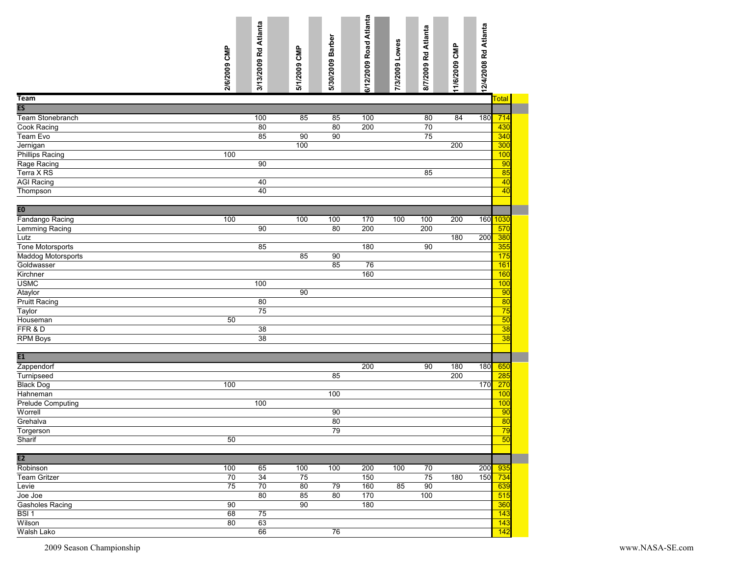| Team | 2/6/2009 CMP | 3/13/2009 Rd Atlanta | 5/1/2009 CMP | 5/30/2009 Barber | 6/12/2009 Road Atlanta | 7/3/2009 Lowes | 8/7/2009 Rd Atlanta | 11/6/2009 CMP | 12/4/2008 Rd Atlanta | Total |
|---|---|---|---|---|---|---|---|---|---|---|
| **ES** | | | | | | | | | | |
| Team Stonebranch | | 100 | 85 | 85 | 100 | | 80 | 84 | 180 | 714 |
| Cook Racing | | 80 | | 80 | 200 | | 70 | | | 430 |
| Team Evo | | 85 | 90 | 90 | | | 75 | | | 340 |
| Jernigan | | | 100 | | | | | 200 | | 300 |
| Phillips Racing | 100 | | | | | | | | | 100 |
| Rage Racing | | 90 | | | | | | | | 90 |
| Terra X RS | | | | | | | 85 | | | 85 |
| AGI Racing | | 40 | | | | | | | | 40 |
| Thompson | | 40 | | | | | | | | 40 |
| **E0** | | | | | | | | | | |
| Fandango Racing | 100 | | 100 | 100 | 170 | 100 | 100 | 200 | 160 | 1030 |
| Lemming Racing | | 90 | | 80 | 200 | | 200 | | | 570 |
| Lutz | | | | | | | | 180 | 200 | 380 |
| Tone Motorsports | | 85 | | | 180 | | 90 | | | 355 |
| Maddog Motorsports | | | 85 | 90 | | | | | | 175 |
| Goldwasser | | | | 85 | 76 | | | | | 161 |
| Kirchner | | | | | 160 | | | | | 160 |
| USMC | | 100 | | | | | | | | 100 |
| Ataylor | | | 90 | | | | | | | 90 |
| Pruitt Racing | | 80 | | | | | | | | 80 |
| Taylor | | 75 | | | | | | | | 75 |
| Houseman | 50 | | | | | | | | | 50 |
| FFR & D | | 38 | | | | | | | | 38 |
| RPM Boys | | 38 | | | | | | | | 38 |
| **E1** | | | | | | | | | | |
| Zappendorf | | | | | 200 | | 90 | 180 | 180 | 650 |
| Turnipseed | | | | 85 | | | | 200 | | 285 |
| Black Dog | 100 | | | | | | | | 170 | 270 |
| Hahneman | | | | 100 | | | | | | 100 |
| Prelude Computing | | 100 | | | | | | | | 100 |
| Worrell | | | | 90 | | | | | | 90 |
| Grehalva | | | | 80 | | | | | | 80 |
| Torgerson | | | | 79 | | | | | | 79 |
| Sharif | 50 | | | | | | | | | 50 |
| **E2** | | | | | | | | | | |
| Robinson | 100 | 65 | 100 | 100 | 200 | 100 | 70 | | 200 | 935 |
| Team Gritzer | 70 | 34 | 75 | | 150 | | 75 | 180 | 150 | 734 |
| Levie | 75 | 70 | 80 | 79 | 160 | 85 | 90 | | | 639 |
| Joe Joe | | 80 | 85 | 80 | 170 | | 100 | | | 515 |
| Gasholes Racing | 90 | | 90 | | 180 | | | | | 360 |
| BSI 1 | 68 | 75 | | | | | | | | 143 |
| Wilson | 80 | 63 | | | | | | | | 143 |
| Walsh Lako | | 66 | | 76 | | | | | | 142 |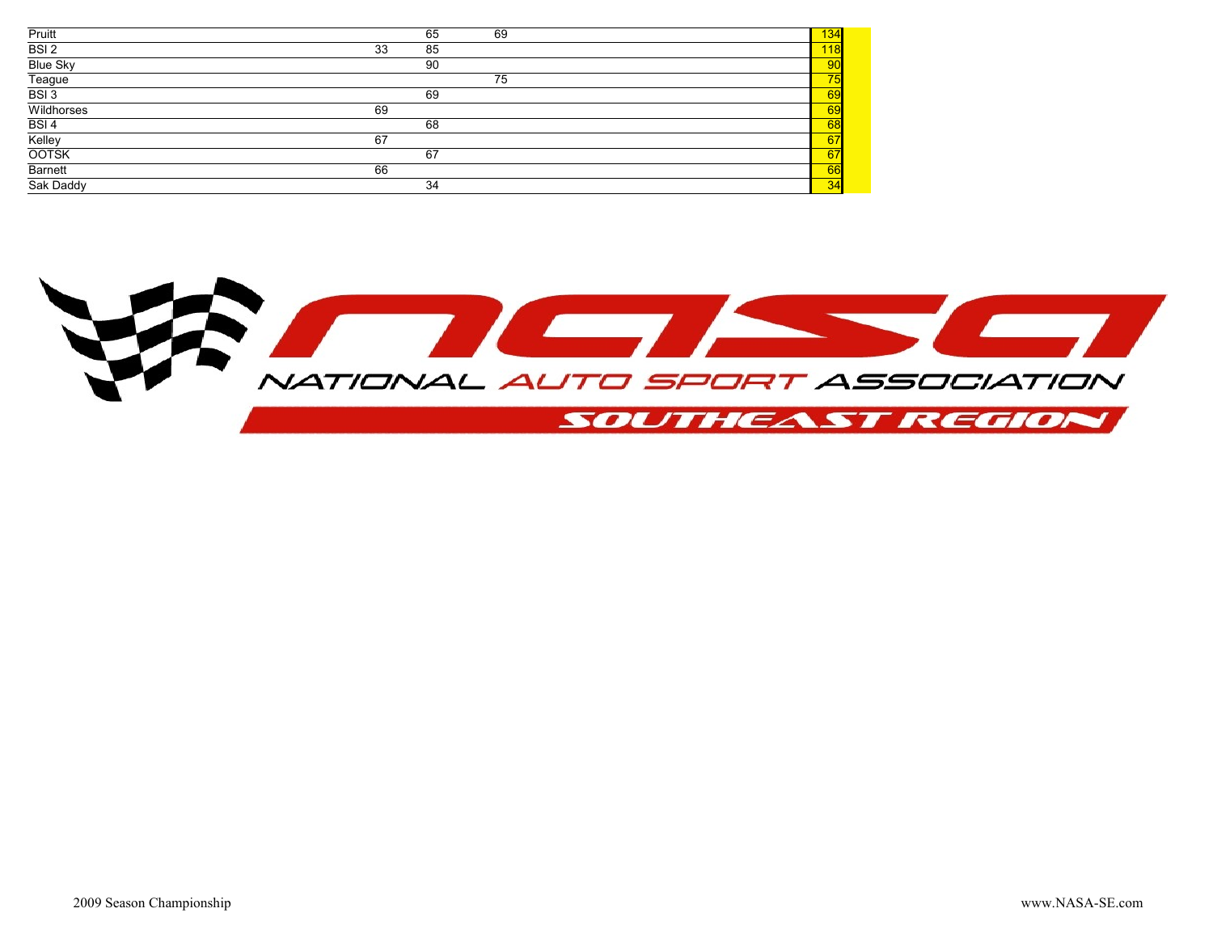| | | | | |
|---|---|---|---|---|
| Pruitt | | 65 | 69 | 134 |
| BSI 2 | 33 | 85 | | 118 |
| Blue Sky | | 90 | | 90 |
| Teague | | | 75 | 75 |
| BSI 3 | | 69 | | 69 |
| Wildhorses | 69 | | | 69 |
| BSI 4 | | 68 | | 68 |
| Kelley | 67 | | | 67 |
| OOTSK | | 67 | | 67 |
| Barnett | 66 | | | 66 |
| Sak Daddy | | 34 | | 34 |

NATIONAL AUTO SPORT ASSOCIATION

SOUTHEAST REGION

2009 Season Championship

www.NASA-SE.com